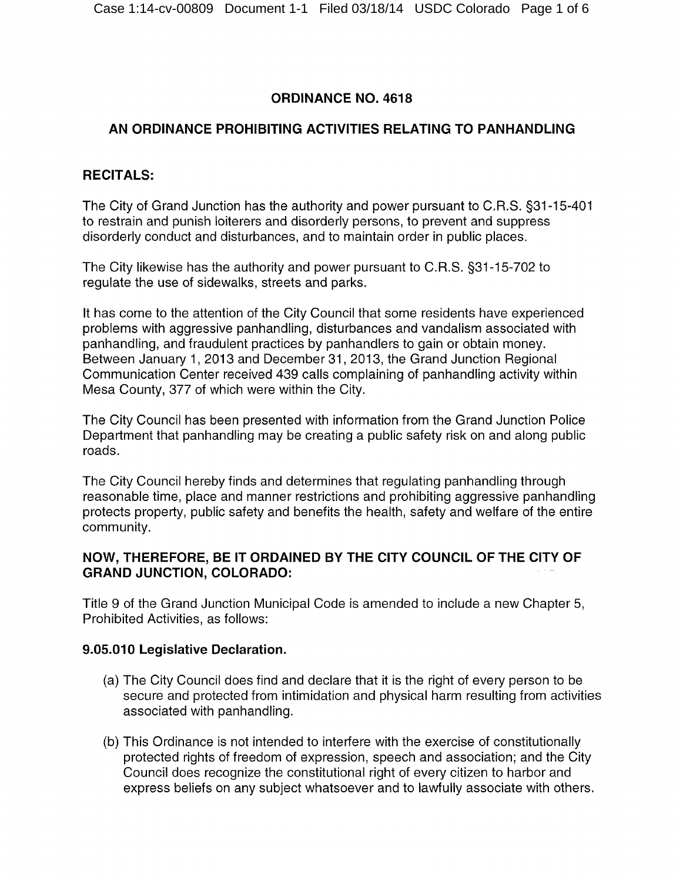# ORDINANCE NO. 4618

## AN ORDINANCE PROHIBITING ACTIVITIES RELATING TO PANHANDLING

### RECITALS:

The City of Grand Junction has the authority and power pursuant to C.R.S. §31-15-401 to restrain and punish loiterers and disorderly persons, to prevent and suppress disorderly conduct and disturbances, and to maintain order in public places.

The City likewise has the authority and power pursuant to C.R.S. §31-15-702 to regulate the use of sidewalks, streets and parks.

It has come to the attention of the City Council that some residents have experienced problems with aggressive panhandling, disturbances and vandalism associated with panhandling, and fraudulent practices by panhandlers to gain or obtain money. Between January 1, 2013 and December 31, 2013, the Grand Junction Regional Communication Center received 439 calls complaining of panhandling activity within Mesa County, 377 of which were within the City.

The City Council has been presented with information from the Grand Junction Police Department that panhandling may be creating a public safety risk on and along public roads.

The City Council hereby finds and determines that regulating panhandling through reasonable time, place and manner restrictions and prohibiting aggressive panhandling protects property, public safety and benefits the health, safety and welfare of the entire community.

### NOW, THEREFORE, BE IT ORDAINED BY THE CITY COUNCIL OF THE CITY OF GRAND JUNCTION, COLORADO:

Title 9 of the Grand Junction Municipal Code is amended to include a new Chapter 5, Prohibited Activities, as follows:

### 9.05.010 Legislative Declaration.

(a) The City Council does find and declare that it is the right of every person to be secure and protected from intimidation and physical harm resulting from activities associated with panhandling.

(b) This Ordinance is not intended to interfere with the exercise of constitutionally protected rights of freedom of expression, speech and association; and the City Council does recognize the constitutional right of every citizen to harbor and express beliefs on any subject whatsoever and to lawfully associate with others.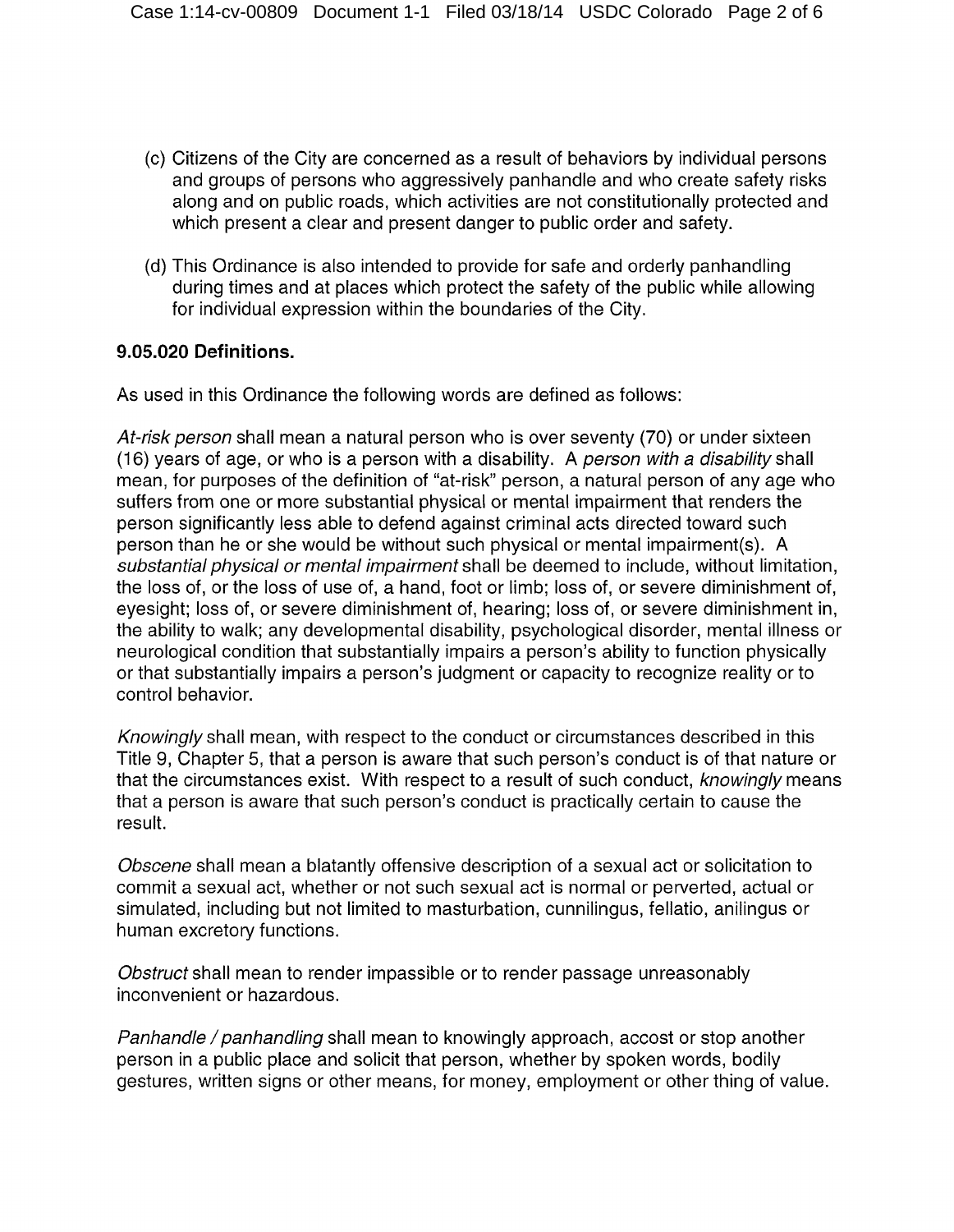(c) Citizens of the City are concerned as a result of behaviors by individual persons and groups of persons who aggressively panhandle and who create safety risks along and on public roads, which activities are not constitutionally protected and which present a clear and present danger to public order and safety.

(d) This Ordinance is also intended to provide for safe and orderly panhandling during times and at places which protect the safety of the public while allowing for individual expression within the boundaries of the City.

**9.05.020 Definitions.**

As used in this Ordinance the following words are defined as follows:

*At-risk person* shall mean a natural person who is over seventy (70) or under sixteen (16) years of age, or who is a person with a disability. A *person with a disability* shall mean, for purposes of the definition of "at-risk" person, a natural person of any age who suffers from one or more substantial physical or mental impairment that renders the person significantly less able to defend against criminal acts directed toward such person than he or she would be without such physical or mental impairment(s). A *substantial physical or mental impairment* shall be deemed to include, without limitation, the loss of, or the loss of use of, a hand, foot or limb; loss of, or severe diminishment of, eyesight; loss of, or severe diminishment of, hearing; loss of, or severe diminishment in, the ability to walk; any developmental disability, psychological disorder, mental illness or neurological condition that substantially impairs a person's ability to function physically or that substantially impairs a person's judgment or capacity to recognize reality or to control behavior.

*Knowingly* shall mean, with respect to the conduct or circumstances described in this Title 9, Chapter 5, that a person is aware that such person's conduct is of that nature or that the circumstances exist. With respect to a result of such conduct, *knowingly* means that a person is aware that such person's conduct is practically certain to cause the result.

*Obscene* shall mean a blatantly offensive description of a sexual act or solicitation to commit a sexual act, whether or not such sexual act is normal or perverted, actual or simulated, including but not limited to masturbation, cunnilingus, fellatio, anilingus or human excretory functions.

*Obstruct* shall mean to render impassible or to render passage unreasonably inconvenient or hazardous.

*Panhandle / panhandling* shall mean to knowingly approach, accost or stop another person in a public place and solicit that person, whether by spoken words, bodily gestures, written signs or other means, for money, employment or other thing of value.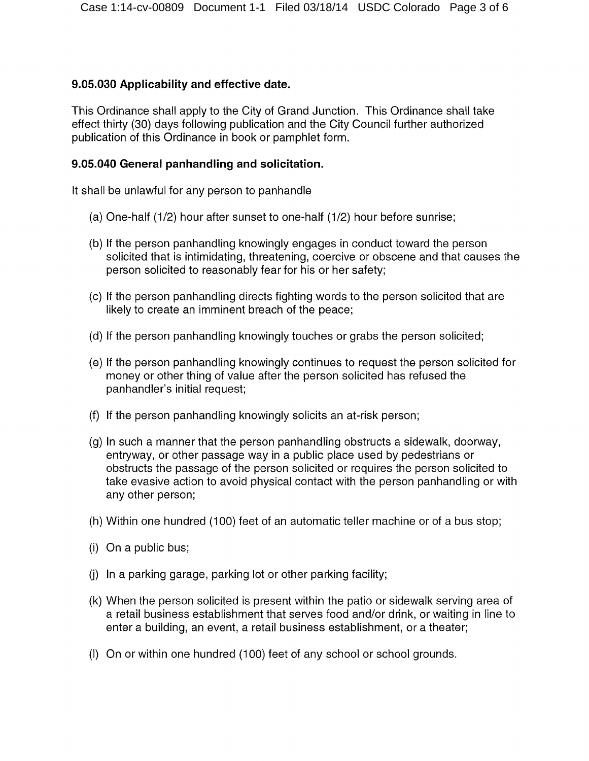### 9.05.030 Applicability and effective date.

This Ordinance shall apply to the City of Grand Junction. This Ordinance shall take effect thirty (30) days following publication and the City Council further authorized publication of this Ordinance in book or pamphlet form.

### 9.05.040 General panhandling and solicitation.

It shall be unlawful for any person to panhandle

(a) One-half (1/2) hour after sunset to one-half (1/2) hour before sunrise;

(b) If the person panhandling knowingly engages in conduct toward the person solicited that is intimidating, threatening, coercive or obscene and that causes the person solicited to reasonably fear for his or her safety;

(c) If the person panhandling directs fighting words to the person solicited that are likely to create an imminent breach of the peace;

(d) If the person panhandling knowingly touches or grabs the person solicited;

(e) If the person panhandling knowingly continues to request the person solicited for money or other thing of value after the person solicited has refused the panhandler's initial request;

(f) If the person panhandling knowingly solicits an at-risk person;

(g) In such a manner that the person panhandling obstructs a sidewalk, doorway, entryway, or other passage way in a public place used by pedestrians or obstructs the passage of the person solicited or requires the person solicited to take evasive action to avoid physical contact with the person panhandling or with any other person;

(h) Within one hundred (100) feet of an automatic teller machine or of a bus stop;

(i) On a public bus;

(j) In a parking garage, parking lot or other parking facility;

(k) When the person solicited is present within the patio or sidewalk serving area of a retail business establishment that serves food and/or drink, or waiting in line to enter a building, an event, a retail business establishment, or a theater;

(l) On or within one hundred (100) feet of any school or school grounds.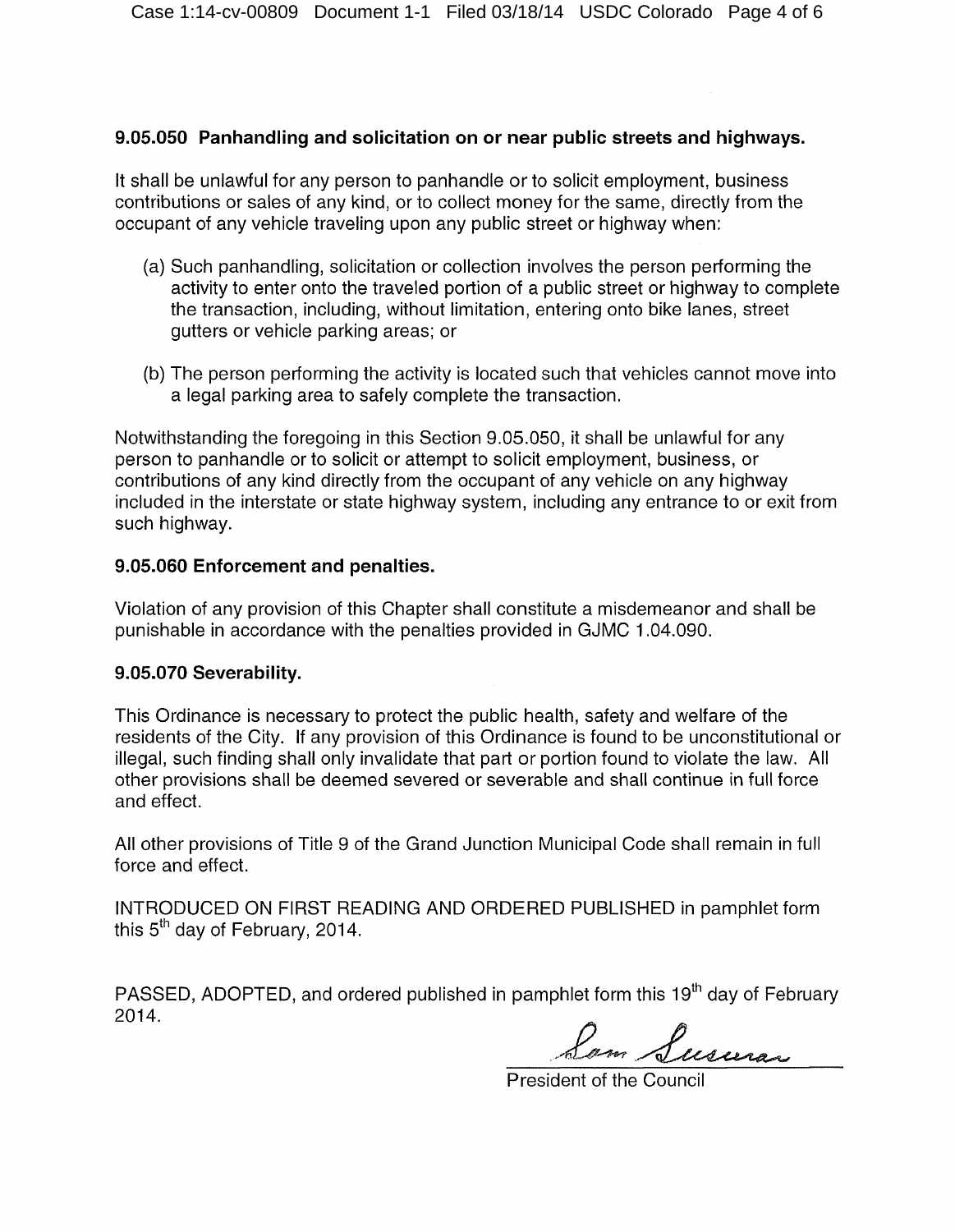### 9.05.050 Panhandling and solicitation on or near public streets and highways.

It shall be unlawful for any person to panhandle or to solicit employment, business contributions or sales of any kind, or to collect money for the same, directly from the occupant of any vehicle traveling upon any public street or highway when:

(a) Such panhandling, solicitation or collection involves the person performing the activity to enter onto the traveled portion of a public street or highway to complete the transaction, including, without limitation, entering onto bike lanes, street gutters or vehicle parking areas; or

(b) The person performing the activity is located such that vehicles cannot move into a legal parking area to safely complete the transaction.

Notwithstanding the foregoing in this Section 9.05.050, it shall be unlawful for any person to panhandle or to solicit or attempt to solicit employment, business, or contributions of any kind directly from the occupant of any vehicle on any highway included in the interstate or state highway system, including any entrance to or exit from such highway.

### 9.05.060 Enforcement and penalties.

Violation of any provision of this Chapter shall constitute a misdemeanor and shall be punishable in accordance with the penalties provided in GJMC 1.04.090.

### 9.05.070 Severability.

This Ordinance is necessary to protect the public health, safety and welfare of the residents of the City. If any provision of this Ordinance is found to be unconstitutional or illegal, such finding shall only invalidate that part or portion found to violate the law. All other provisions shall be deemed severed or severable and shall continue in full force and effect.

All other provisions of Title 9 of the Grand Junction Municipal Code shall remain in full force and effect.

INTRODUCED ON FIRST READING AND ORDERED PUBLISHED in pamphlet form this 5th day of February, 2014.

PASSED, ADOPTED, and ordered published in pamphlet form this 19th day of February 2014.

Sam Susuras

President of the Council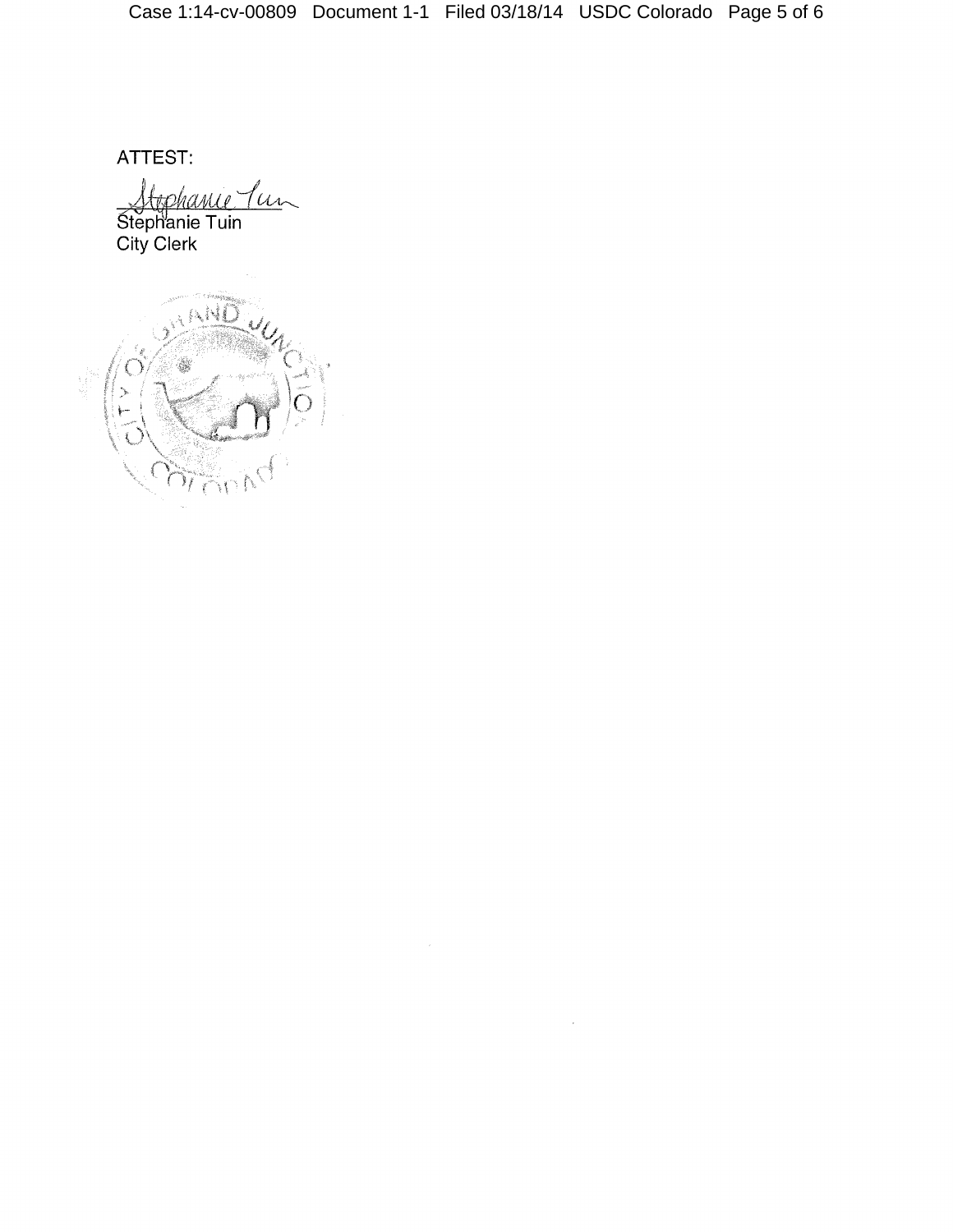ATTEST:

Stephanie Tuin
City Clerk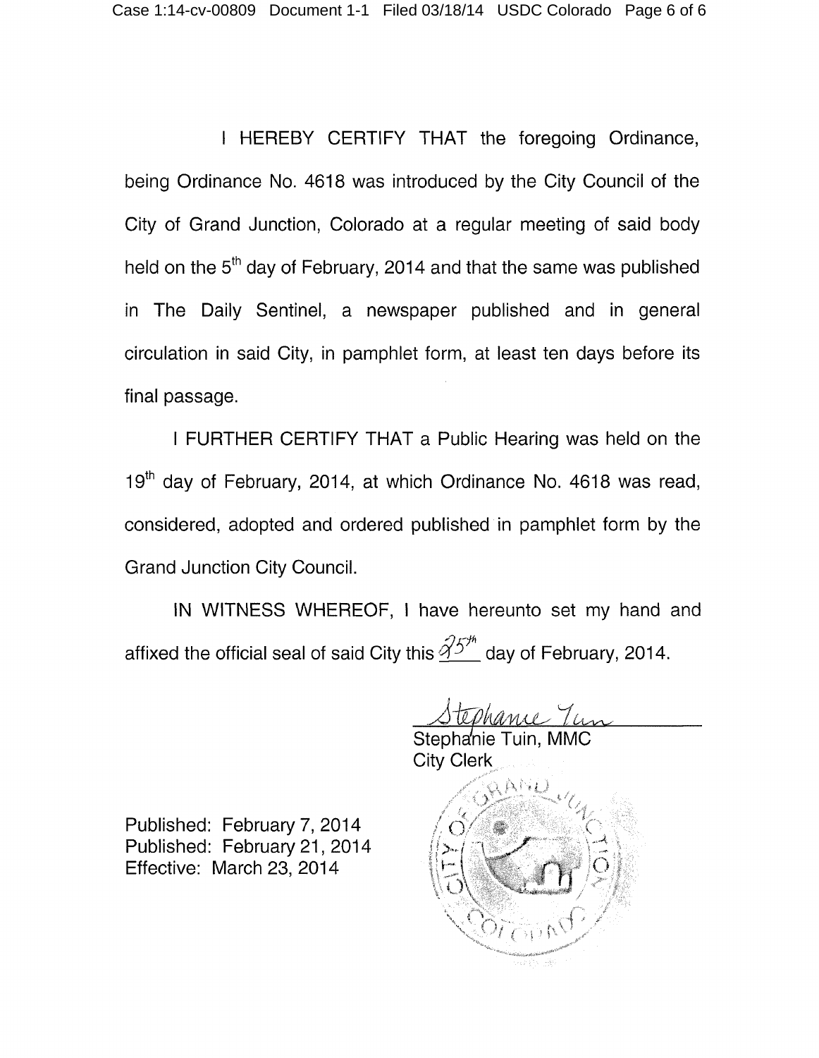I HEREBY CERTIFY THAT the foregoing Ordinance, being Ordinance No. 4618 was introduced by the City Council of the City of Grand Junction, Colorado at a regular meeting of said body held on the 5th day of February, 2014 and that the same was published in The Daily Sentinel, a newspaper published and in general circulation in said City, in pamphlet form, at least ten days before its final passage.

I FURTHER CERTIFY THAT a Public Hearing was held on the 19th day of February, 2014, at which Ordinance No. 4618 was read, considered, adopted and ordered published in pamphlet form by the Grand Junction City Council.

IN WITNESS WHEREOF, I have hereunto set my hand and affixed the official seal of said City this 25th day of February, 2014.

Stephanie Tuin

Stephanie Tuin, MMC
City Clerk

Published: February 7, 2014
Published: February 21, 2014
Effective: March 23, 2014

CITY OF GRAND JUNCTION COLORADO